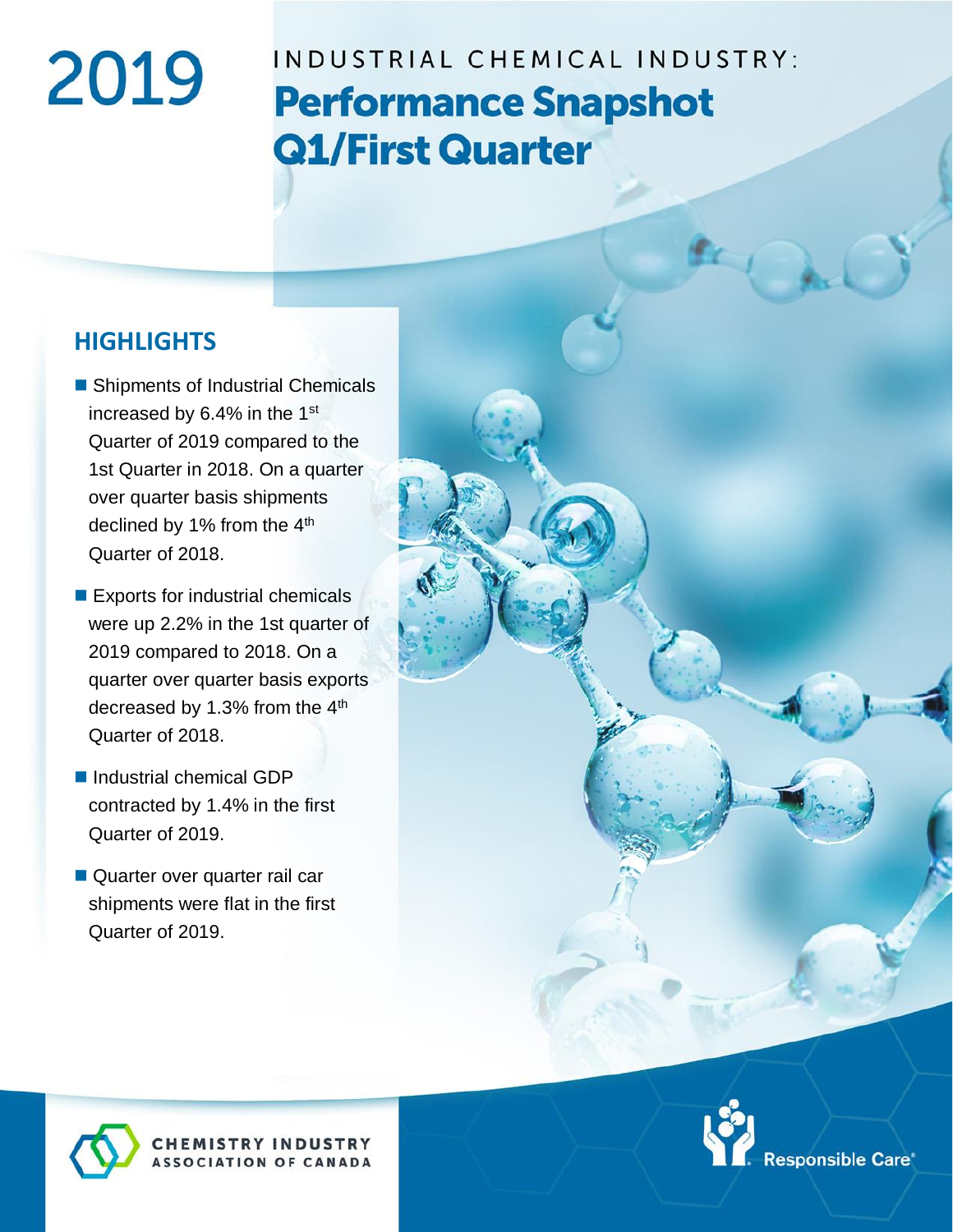# 2019

## INDUSTRIAL CHEMICAL INDUSTRY: Performance Snapshot Q1/First Quarter

## HIGHLIGHTS

- Shipments of Industrial Chemicals increased by 6.4% in the 1st Quarter of 2019 compared to the 1st Quarter in 2018. On a quarter over quarter basis shipments declined by 1% from the 4th Quarter of 2018.
- Exports for industrial chemicals were up 2.2% in the 1st quarter of 2019 compared to 2018. On a quarter over quarter basis exports decreased by 1.3% from the 4th Quarter of 2018.
- Industrial chemical GDP contracted by 1.4% in the first Quarter of 2019.
- Quarter over quarter rail car shipments were flat in the first Quarter of 2019.

CHEMISTRY INDUSTRY ASSOCIATION OF CANADA

Responsible Care®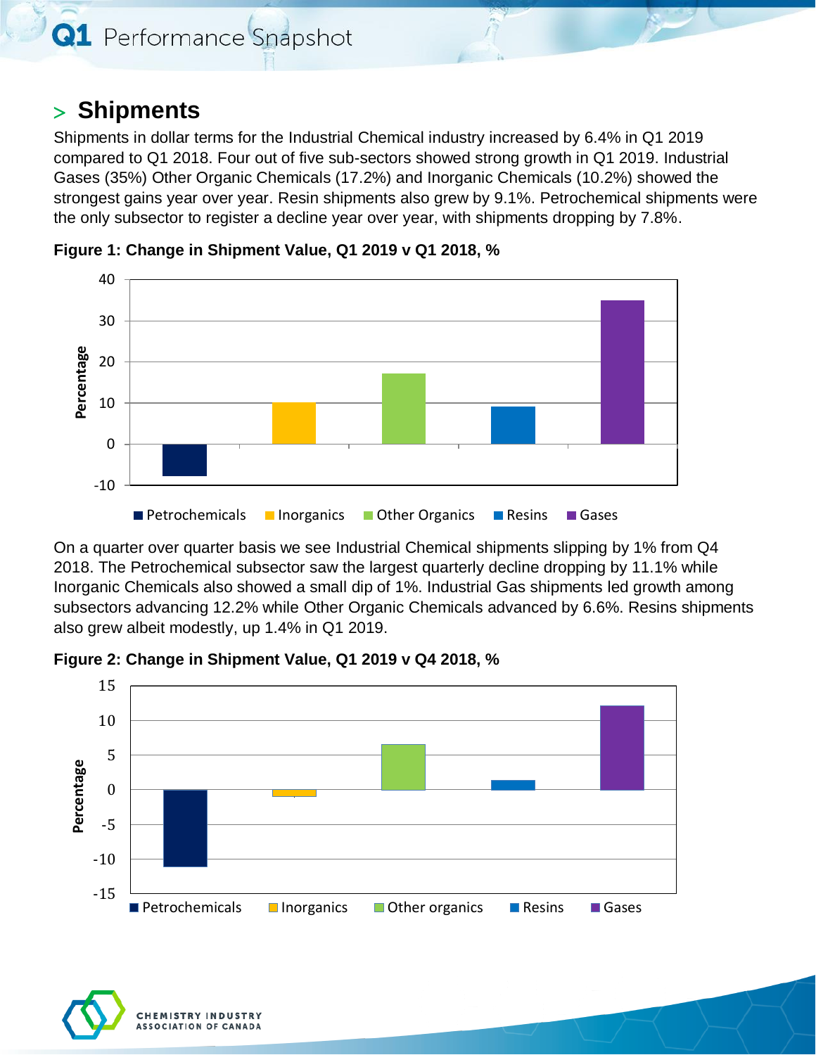## > Shipments

Shipments in dollar terms for the Industrial Chemical industry increased by 6.4% in Q1 2019 compared to Q1 2018. Four out of five sub-sectors showed strong growth in Q1 2019. Industrial Gases (35%) Other Organic Chemicals (17.2%) and Inorganic Chemicals (10.2%) showed the strongest gains year over year. Resin shipments also grew by 9.1%. Petrochemical shipments were the only subsector to register a decline year over year, with shipments dropping by 7.8%.

**Figure 1: Change in Shipment Value, Q1 2019 v Q1 2018, %**

On a quarter over quarter basis we see Industrial Chemical shipments slipping by 1% from Q4 2018. The Petrochemical subsector saw the largest quarterly decline dropping by 11.1% while Inorganic Chemicals also showed a small dip of 1%. Industrial Gas shipments led growth among subsectors advancing 12.2% while Other Organic Chemicals advanced by 6.6%. Resins shipments also grew albeit modestly, up 1.4% in Q1 2019.

**Figure 2: Change in Shipment Value, Q1 2019 v Q4 2018, %**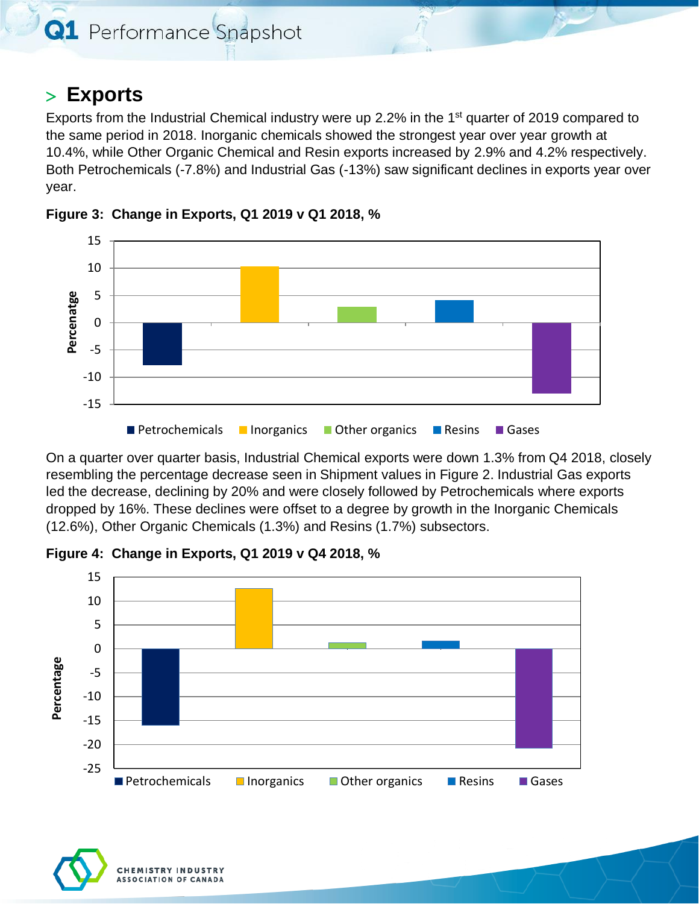## > Exports

Exports from the Industrial Chemical industry were up 2.2% in the 1st quarter of 2019 compared to the same period in 2018. Inorganic chemicals showed the strongest year over year growth at 10.4%, while Other Organic Chemical and Resin exports increased by 2.9% and 4.2% respectively. Both Petrochemicals (-7.8%) and Industrial Gas (-13%) saw significant declines in exports year over year.

**Figure 3: Change in Exports, Q1 2019 v Q1 2018, %**

On a quarter over quarter basis, Industrial Chemical exports were down 1.3% from Q4 2018, closely resembling the percentage decrease seen in Shipment values in Figure 2. Industrial Gas exports led the decrease, declining by 20% and were closely followed by Petrochemicals where exports dropped by 16%. These declines were offset to a degree by growth in the Inorganic Chemicals (12.6%), Other Organic Chemicals (1.3%) and Resins (1.7%) subsectors.

**Figure 4: Change in Exports, Q1 2019 v Q4 2018, %**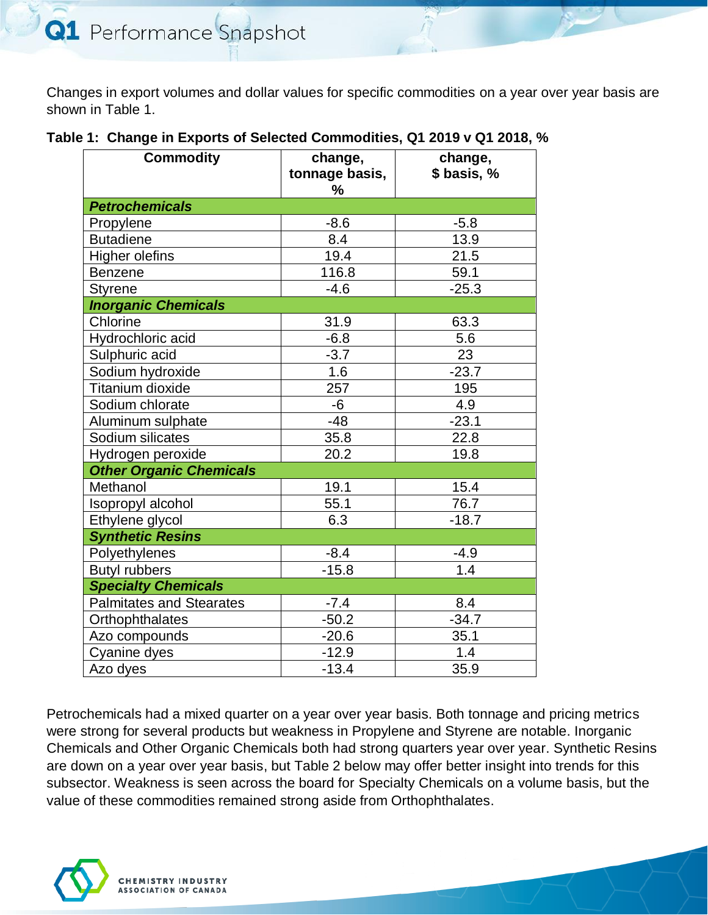# Q1 Performance Snapshot

Changes in export volumes and dollar values for specific commodities on a year over year basis are shown in Table 1.

**Table 1: Change in Exports of Selected Commodities, Q1 2019 v Q1 2018, %**

| Commodity | change, tonnage basis, % | change, $ basis, % |
|---|---|---|
| ***Petrochemicals*** | | |
| Propylene | -8.6 | -5.8 |
| Butadiene | 8.4 | 13.9 |
| Higher olefins | 19.4 | 21.5 |
| Benzene | 116.8 | 59.1 |
| Styrene | -4.6 | -25.3 |
| ***Inorganic Chemicals*** | | |
| Chlorine | 31.9 | 63.3 |
| Hydrochloric acid | -6.8 | 5.6 |
| Sulphuric acid | -3.7 | 23 |
| Sodium hydroxide | 1.6 | -23.7 |
| Titanium dioxide | 257 | 195 |
| Sodium chlorate | -6 | 4.9 |
| Aluminum sulphate | -48 | -23.1 |
| Sodium silicates | 35.8 | 22.8 |
| Hydrogen peroxide | 20.2 | 19.8 |
| ***Other Organic Chemicals*** | | |
| Methanol | 19.1 | 15.4 |
| Isopropyl alcohol | 55.1 | 76.7 |
| Ethylene glycol | 6.3 | -18.7 |
| ***Synthetic Resins*** | | |
| Polyethylenes | -8.4 | -4.9 |
| Butyl rubbers | -15.8 | 1.4 |
| ***Specialty Chemicals*** | | |
| Palmitates and Stearates | -7.4 | 8.4 |
| Orthophthalates | -50.2 | -34.7 |
| Azo compounds | -20.6 | 35.1 |
| Cyanine dyes | -12.9 | 1.4 |
| Azo dyes | -13.4 | 35.9 |

Petrochemicals had a mixed quarter on a year over year basis. Both tonnage and pricing metrics were strong for several products but weakness in Propylene and Styrene are notable. Inorganic Chemicals and Other Organic Chemicals both had strong quarters year over year. Synthetic Resins are down on a year over year basis, but Table 2 below may offer better insight into trends for this subsector. Weakness is seen across the board for Specialty Chemicals on a volume basis, but the value of these commodities remained strong aside from Orthophthalates.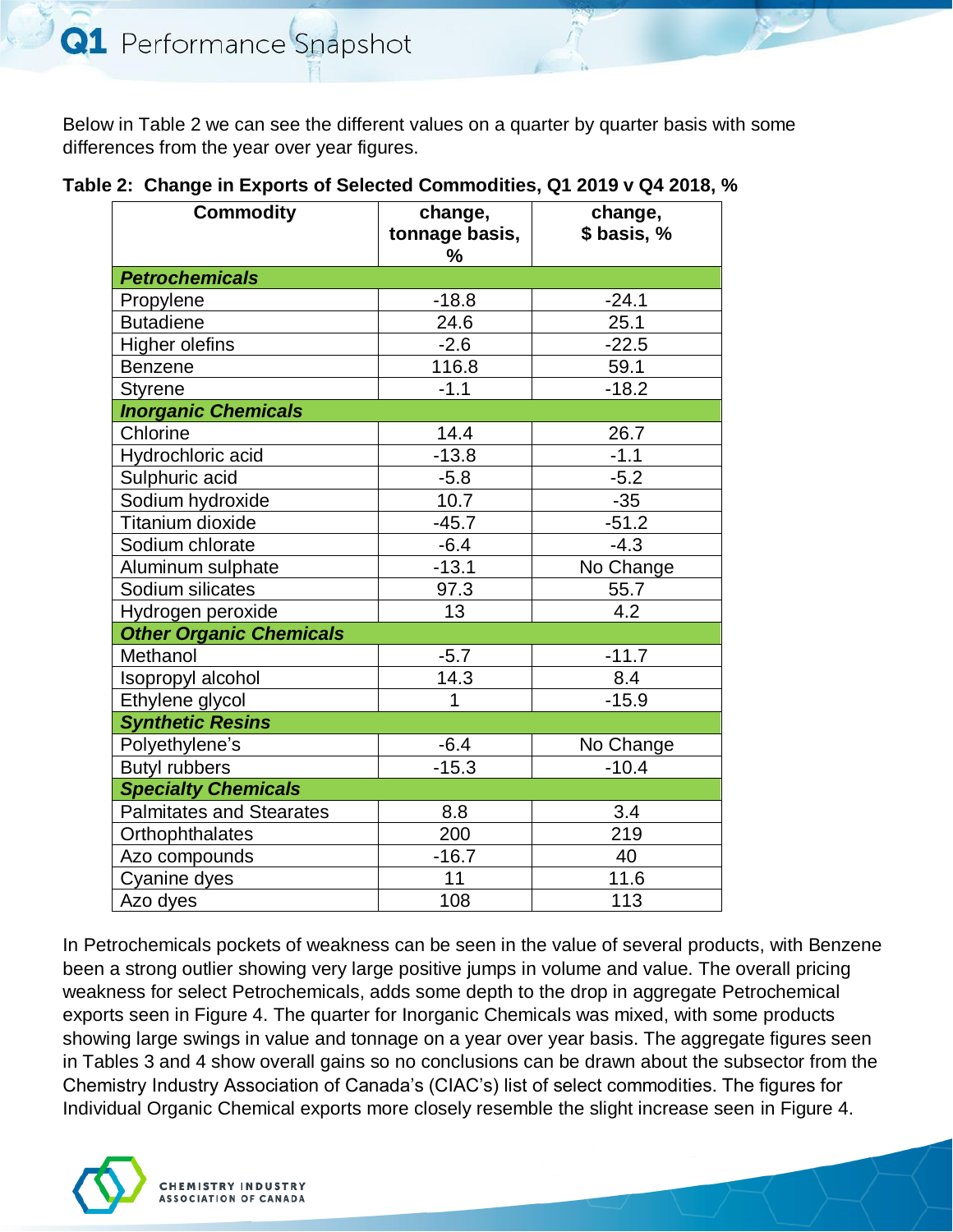Below in Table 2 we can see the different values on a quarter by quarter basis with some differences from the year over year figures.

**Table 2: Change in Exports of Selected Commodities, Q1 2019 v Q4 2018, %**

| Commodity | change, tonnage basis, % | change, $ basis, % |
|---|---|---|
| ***Petrochemicals*** | | |
| Propylene | -18.8 | -24.1 |
| Butadiene | 24.6 | 25.1 |
| Higher olefins | -2.6 | -22.5 |
| Benzene | 116.8 | 59.1 |
| Styrene | -1.1 | -18.2 |
| ***Inorganic Chemicals*** | | |
| Chlorine | 14.4 | 26.7 |
| Hydrochloric acid | -13.8 | -1.1 |
| Sulphuric acid | -5.8 | -5.2 |
| Sodium hydroxide | 10.7 | -35 |
| Titanium dioxide | -45.7 | -51.2 |
| Sodium chlorate | -6.4 | -4.3 |
| Aluminum sulphate | -13.1 | No Change |
| Sodium silicates | 97.3 | 55.7 |
| Hydrogen peroxide | 13 | 4.2 |
| ***Other Organic Chemicals*** | | |
| Methanol | -5.7 | -11.7 |
| Isopropyl alcohol | 14.3 | 8.4 |
| Ethylene glycol | 1 | -15.9 |
| ***Synthetic Resins*** | | |
| Polyethylene's | -6.4 | No Change |
| Butyl rubbers | -15.3 | -10.4 |
| ***Specialty Chemicals*** | | |
| Palmitates and Stearates | 8.8 | 3.4 |
| Orthophthalates | 200 | 219 |
| Azo compounds | -16.7 | 40 |
| Cyanine dyes | 11 | 11.6 |
| Azo dyes | 108 | 113 |

In Petrochemicals pockets of weakness can be seen in the value of several products, with Benzene been a strong outlier showing very large positive jumps in volume and value. The overall pricing weakness for select Petrochemicals, adds some depth to the drop in aggregate Petrochemical exports seen in Figure 4. The quarter for Inorganic Chemicals was mixed, with some products showing large swings in value and tonnage on a year over year basis. The aggregate figures seen in Tables 3 and 4 show overall gains so no conclusions can be drawn about the subsector from the Chemistry Industry Association of Canada's (CIAC's) list of select commodities. The figures for Individual Organic Chemical exports more closely resemble the slight increase seen in Figure 4.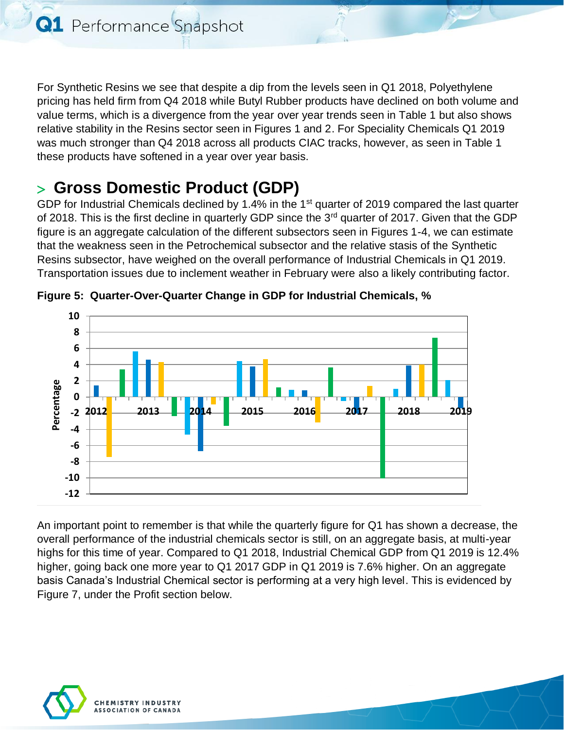For Synthetic Resins we see that despite a dip from the levels seen in Q1 2018, Polyethylene pricing has held firm from Q4 2018 while Butyl Rubber products have declined on both volume and value terms, which is a divergence from the year over year trends seen in Table 1 but also shows relative stability in the Resins sector seen in Figures 1 and 2. For Speciality Chemicals Q1 2019 was much stronger than Q4 2018 across all products CIAC tracks, however, as seen in Table 1 these products have softened in a year over year basis.

## > Gross Domestic Product (GDP)

GDP for Industrial Chemicals declined by 1.4% in the 1st quarter of 2019 compared the last quarter of 2018. This is the first decline in quarterly GDP since the 3rd quarter of 2017. Given that the GDP figure is an aggregate calculation of the different subsectors seen in Figures 1-4, we can estimate that the weakness seen in the Petrochemical subsector and the relative stasis of the Synthetic Resins subsector, have weighed on the overall performance of Industrial Chemicals in Q1 2019. Transportation issues due to inclement weather in February were also a likely contributing factor.

**Figure 5: Quarter-Over-Quarter Change in GDP for Industrial Chemicals, %**

An important point to remember is that while the quarterly figure for Q1 has shown a decrease, the overall performance of the industrial chemicals sector is still, on an aggregate basis, at multi-year highs for this time of year. Compared to Q1 2018, Industrial Chemical GDP from Q1 2019 is 12.4% higher, going back one more year to Q1 2017 GDP in Q1 2019 is 7.6% higher. On an aggregate basis Canada's Industrial Chemical sector is performing at a very high level. This is evidenced by Figure 7, under the Profit section below.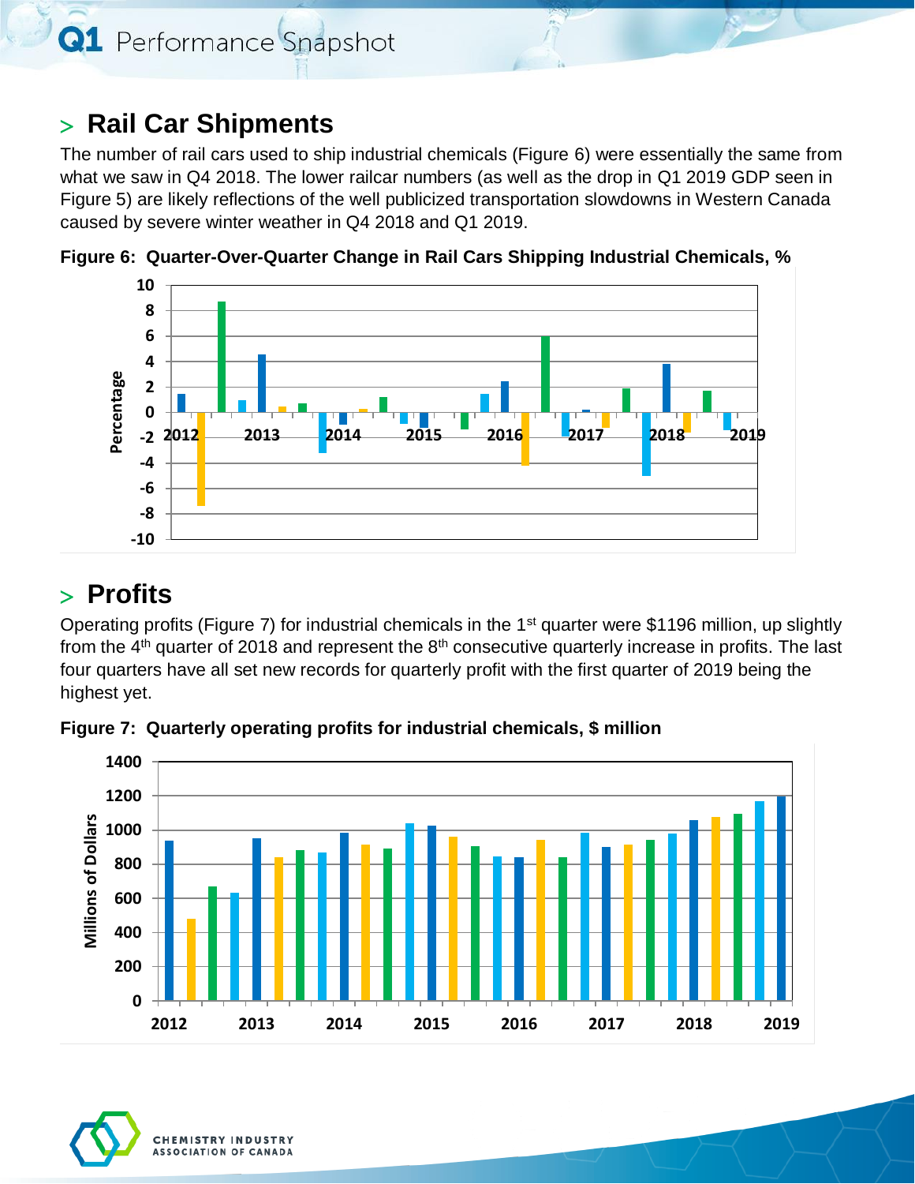## > Rail Car Shipments

The number of rail cars used to ship industrial chemicals (Figure 6) were essentially the same from what we saw in Q4 2018. The lower railcar numbers (as well as the drop in Q1 2019 GDP seen in Figure 5) are likely reflections of the well publicized transportation slowdowns in Western Canada caused by severe winter weather in Q4 2018 and Q1 2019.

**Figure 6: Quarter-Over-Quarter Change in Rail Cars Shipping Industrial Chemicals, %**

## > Profits

Operating profits (Figure 7) for industrial chemicals in the 1st quarter were $1196 million, up slightly from the 4th quarter of 2018 and represent the 8th consecutive quarterly increase in profits. The last four quarters have all set new records for quarterly profit with the first quarter of 2019 being the highest yet.

**Figure 7: Quarterly operating profits for industrial chemicals, $ million**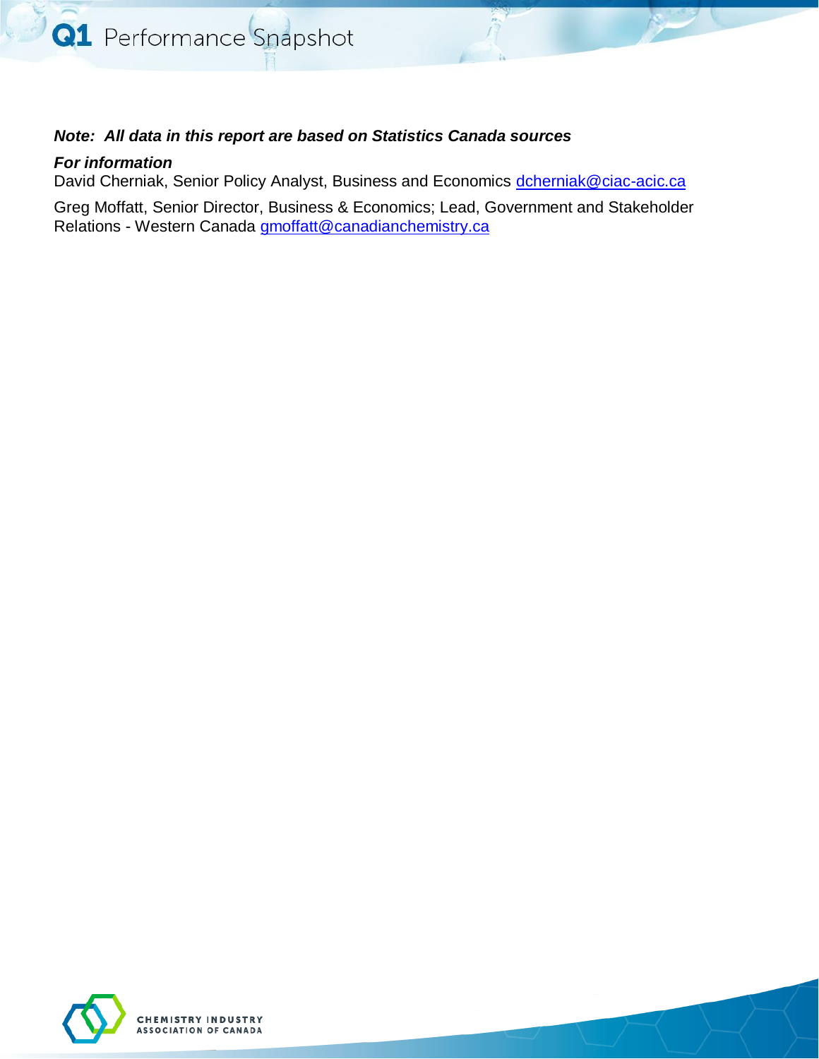***Note: All data in this report are based on Statistics Canada sources***

***For information***

David Cherniak, Senior Policy Analyst, Business and Economics dcherniak@ciac-acic.ca

Greg Moffatt, Senior Director, Business & Economics; Lead, Government and Stakeholder Relations - Western Canada gmoffatt@canadianchemistry.ca